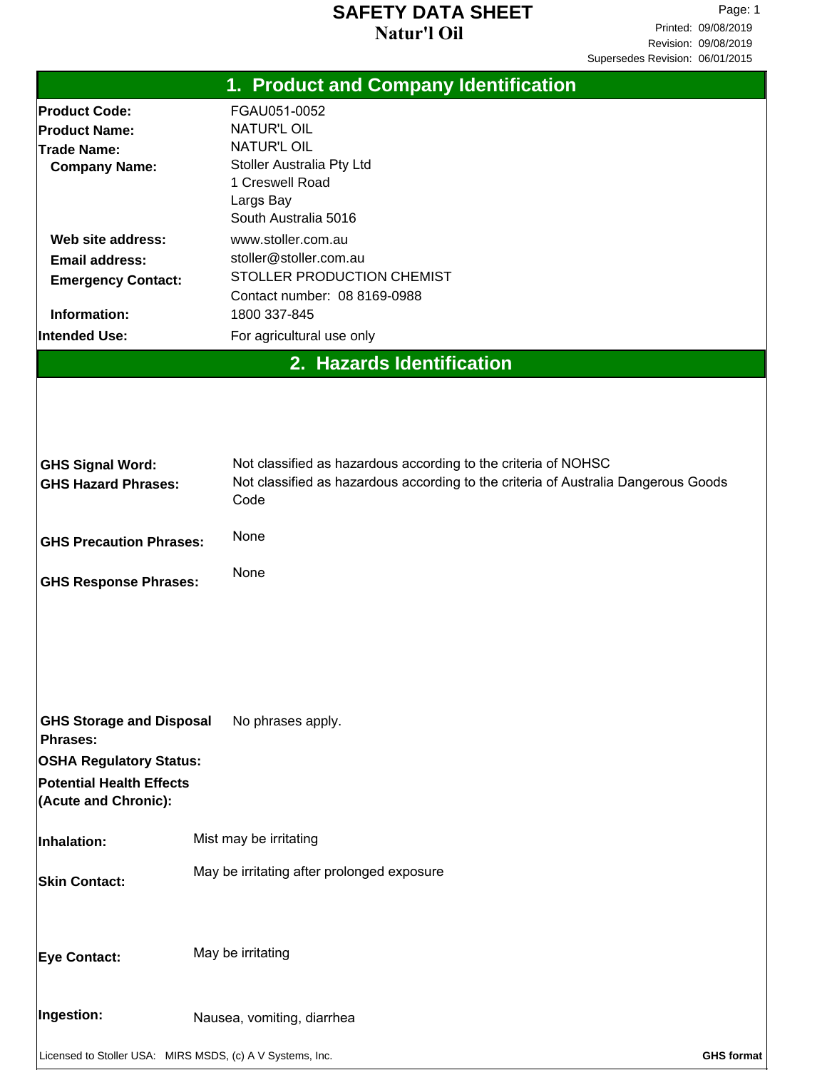# SAFETY DATA SHEET
## Natur'l Oil

Printed: 09/08/2019
Revision: 09/08/2019
Supersedes Revision: 06/01/2015

## 1. Product and Company Identification

**Product Code:** FGAU051-0052
**Product Name:** NATUR'L OIL
**Trade Name:** NATUR'L OIL
**Company Name:** Stoller Australia Pty Ltd
1 Creswell Road
Largs Bay
South Australia 5016
**Web site address:** www.stoller.com.au
**Email address:** stoller@stoller.com.au
**Emergency Contact:** STOLLER PRODUCTION CHEMIST
Contact number: 08 8169-0988
**Information:** 1800 337-845
**Intended Use:** For agricultural use only

## 2. Hazards Identification

**GHS Signal Word:** Not classified as hazardous according to the criteria of NOHSC
**GHS Hazard Phrases:** Not classified as hazardous according to the criteria of Australia Dangerous Goods Code

**GHS Precaution Phrases:** None

**GHS Response Phrases:** None

**GHS Storage and Disposal Phrases:** No phrases apply.

**OSHA Regulatory Status:**

**Potential Health Effects (Acute and Chronic):**

**Inhalation:** Mist may be irritating

**Skin Contact:** May be irritating after prolonged exposure

**Eye Contact:** May be irritating

**Ingestion:** Nausea, vomiting, diarrhea

Licensed to Stoller USA: MIRS MSDS, (c) A V Systems, Inc. **GHS format**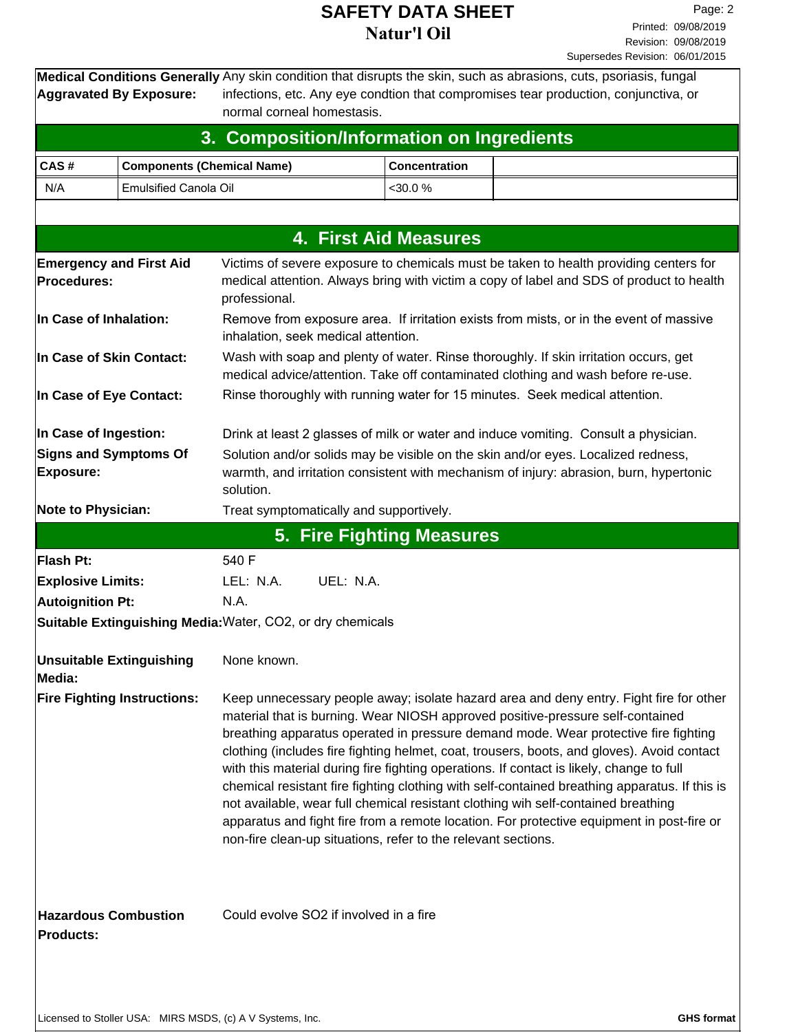**Medical Conditions Generally Aggravated By Exposure:** Any skin condition that disrupts the skin, such as abrasions, cuts, psoriasis, fungal infections, etc. Any eye condtion that compromises tear production, conjunctiva, or normal corneal homestasis.

## 3. Composition/Information on Ingredients

| CAS # | Components (Chemical Name) | Concentration | |
|---|---|---|---|
| N/A | Emulsified Canola Oil | <30.0 % | |

## 4. First Aid Measures

**Emergency and First Aid Procedures:** Victims of severe exposure to chemicals must be taken to health providing centers for medical attention. Always bring with victim a copy of label and SDS of product to health professional.

**In Case of Inhalation:** Remove from exposure area. If irritation exists from mists, or in the event of massive inhalation, seek medical attention.

**In Case of Skin Contact:** Wash with soap and plenty of water. Rinse thoroughly. If skin irritation occurs, get medical advice/attention. Take off contaminated clothing and wash before re-use.

**In Case of Eye Contact:** Rinse thoroughly with running water for 15 minutes. Seek medical attention.

**In Case of Ingestion:** Drink at least 2 glasses of milk or water and induce vomiting. Consult a physician.

**Signs and Symptoms Of Exposure:** Solution and/or solids may be visible on the skin and/or eyes. Localized redness, warmth, and irritation consistent with mechanism of injury: abrasion, burn, hypertonic solution.

**Note to Physician:** Treat symptomatically and supportively.

## 5. Fire Fighting Measures

**Flash Pt:** 540 F

**Explosive Limits:** LEL: N.A. UEL: N.A.

**Autoignition Pt:** N.A.

**Suitable Extinguishing Media:** Water, $CO_2$, or dry chemicals

**Unsuitable Extinguishing Media:** None known.

**Fire Fighting Instructions:** Keep unnecessary people away; isolate hazard area and deny entry. Fight fire for other material that is burning. Wear NIOSH approved positive-pressure self-contained breathing apparatus operated in pressure demand mode. Wear protective fire fighting clothing (includes fire fighting helmet, coat, trousers, boots, and gloves). Avoid contact with this material during fire fighting operations. If contact is likely, change to full chemical resistant fire fighting clothing with self-contained breathing apparatus. If this is not available, wear full chemical resistant clothing wih self-contained breathing apparatus and fight fire from a remote location. For protective equipment in post-fire or non-fire clean-up situations, refer to the relevant sections.

**Hazardous Combustion Products:** Could evolve $SO_2$ if involved in a fire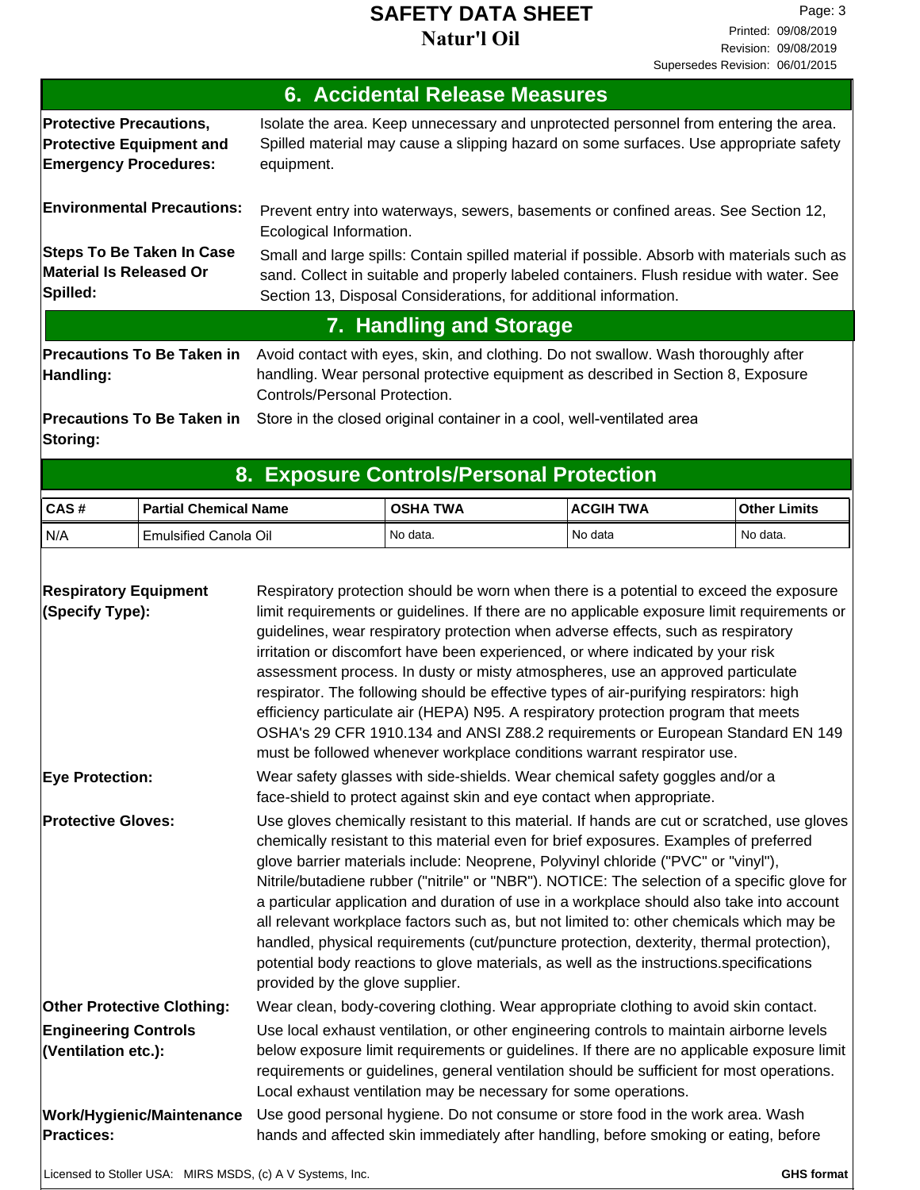## 6. Accidental Release Measures

**Protective Precautions, Protective Equipment and Emergency Procedures:** Isolate the area. Keep unnecessary and unprotected personnel from entering the area. Spilled material may cause a slipping hazard on some surfaces. Use appropriate safety equipment.

**Environmental Precautions:** Prevent entry into waterways, sewers, basements or confined areas. See Section 12, Ecological Information.

**Steps To Be Taken In Case Material Is Released Or Spilled:** Small and large spills: Contain spilled material if possible. Absorb with materials such as sand. Collect in suitable and properly labeled containers. Flush residue with water. See Section 13, Disposal Considerations, for additional information.

## 7. Handling and Storage

**Precautions To Be Taken in Handling:** Avoid contact with eyes, skin, and clothing. Do not swallow. Wash thoroughly after handling. Wear personal protective equipment as described in Section 8, Exposure Controls/Personal Protection.

**Precautions To Be Taken in Storing:** Store in the closed original container in a cool, well-ventilated area

## 8. Exposure Controls/Personal Protection

| CAS # | Partial Chemical Name | OSHA TWA | ACGIH TWA | Other Limits |
|---|---|---|---|---|
| N/A | Emulsified Canola Oil | No data. | No data | No data. |

**Respiratory Equipment (Specify Type):** Respiratory protection should be worn when there is a potential to exceed the exposure limit requirements or guidelines. If there are no applicable exposure limit requirements or guidelines, wear respiratory protection when adverse effects, such as respiratory irritation or discomfort have been experienced, or where indicated by your risk assessment process. In dusty or misty atmospheres, use an approved particulate respirator. The following should be effective types of air-purifying respirators: high efficiency particulate air (HEPA) N95. A respiratory protection program that meets OSHA's 29 CFR 1910.134 and ANSI Z88.2 requirements or European Standard EN 149 must be followed whenever workplace conditions warrant respirator use.

**Eye Protection:** Wear safety glasses with side-shields. Wear chemical safety goggles and/or a face-shield to protect against skin and eye contact when appropriate.

**Protective Gloves:** Use gloves chemically resistant to this material. If hands are cut or scratched, use gloves chemically resistant to this material even for brief exposures. Examples of preferred glove barrier materials include: Neoprene, Polyvinyl chloride ("PVC" or "vinyl"), Nitrile/butadiene rubber ("nitrile" or "NBR"). NOTICE: The selection of a specific glove for a particular application and duration of use in a workplace should also take into account all relevant workplace factors such as, but not limited to: other chemicals which may be handled, physical requirements (cut/puncture protection, dexterity, thermal protection), potential body reactions to glove materials, as well as the instructions.specifications provided by the glove supplier.

**Other Protective Clothing:** Wear clean, body-covering clothing. Wear appropriate clothing to avoid skin contact.

**Engineering Controls (Ventilation etc.):** Use local exhaust ventilation, or other engineering controls to maintain airborne levels below exposure limit requirements or guidelines. If there are no applicable exposure limit requirements or guidelines, general ventilation should be sufficient for most operations. Local exhaust ventilation may be necessary for some operations.

**Work/Hygienic/Maintenance Practices:** Use good personal hygiene. Do not consume or store food in the work area. Wash hands and affected skin immediately after handling, before smoking or eating, before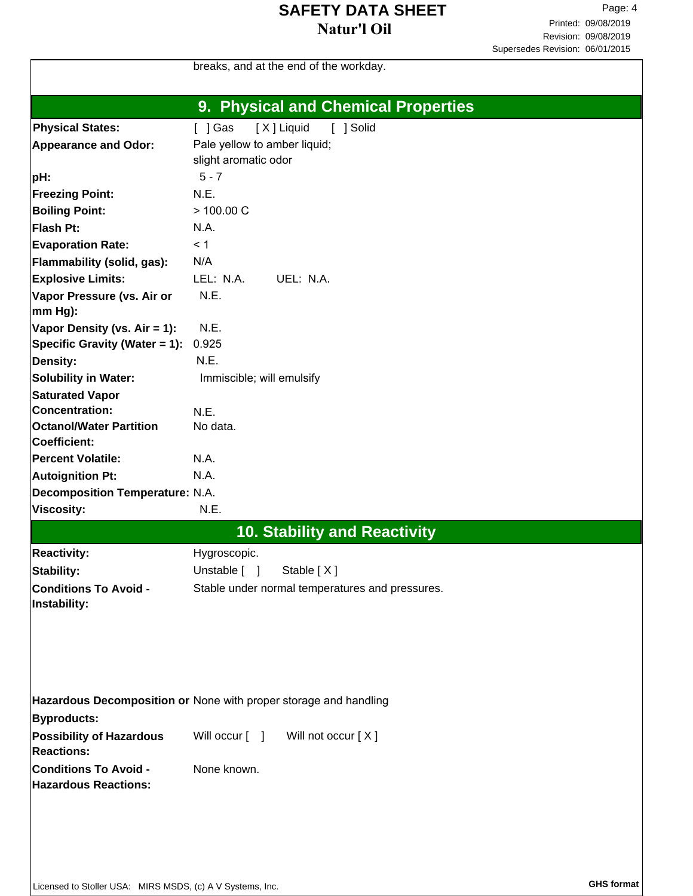breaks, and at the end of the workday.

## 9. Physical and Chemical Properties

| Property | Value |
|---|---|
| **Physical States:** | [ ] Gas [ X ] Liquid [ ] Solid |
| **Appearance and Odor:** | Pale yellow to amber liquid; slight aromatic odor |
| **pH:** | 5 - 7 |
| **Freezing Point:** | N.E. |
| **Boiling Point:** | > 100.00 C |
| **Flash Pt:** | N.A. |
| **Evaporation Rate:** | < 1 |
| **Flammability (solid, gas):** | N/A |
| **Explosive Limits:** | LEL: N.A. UEL: N.A. |
| **Vapor Pressure (vs. Air or mm Hg):** | N.E. |
| **Vapor Density (vs. Air = 1):** | N.E. |
| **Specific Gravity (Water = 1):** | 0.925 |
| **Density:** | N.E. |
| **Solubility in Water:** | Immiscible; will emulsify |
| **Saturated Vapor Concentration:** | N.E. |
| **Octanol/Water Partition Coefficient:** | No data. |
| **Percent Volatile:** | N.A. |
| **Autoignition Pt:** | N.A. |
| **Decomposition Temperature:** | N.A. |
| **Viscosity:** | N.E. |

## 10. Stability and Reactivity

| Property | Value |
|---|---|
| **Reactivity:** | Hygroscopic. |
| **Stability:** | Unstable [ ] Stable [ X ] |
| **Conditions To Avoid - Instability:** | Stable under normal temperatures and pressures. |
| **Hazardous Decomposition or Byproducts:** | None with proper storage and handling |
| **Possibility of Hazardous Reactions:** | Will occur [ ] Will not occur [ X ] |
| **Conditions To Avoid - Hazardous Reactions:** | None known. |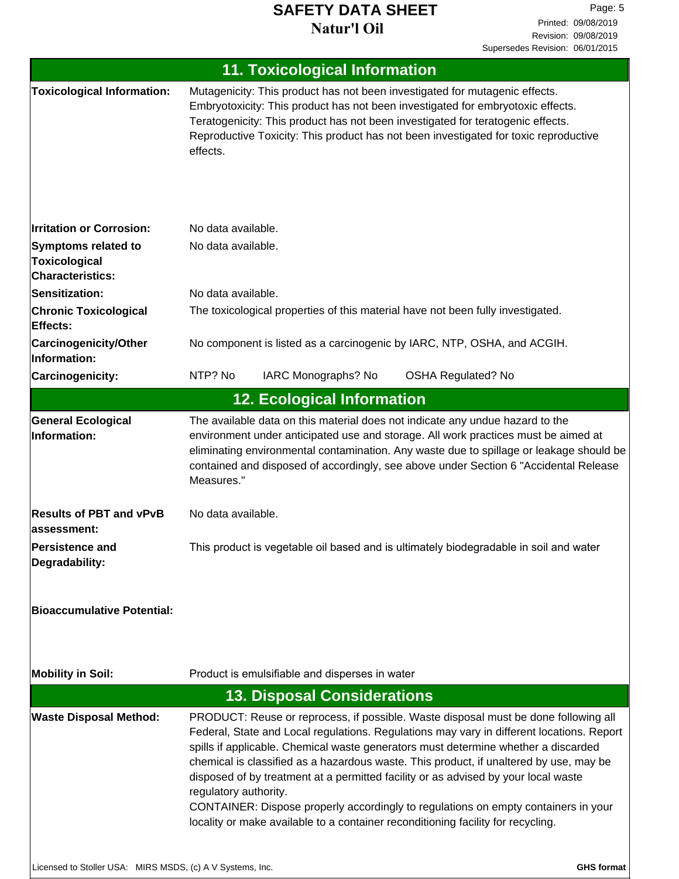## 11. Toxicological Information

| | |
|---|---|
| **Toxicological Information:** | Mutagenicity: This product has not been investigated for mutagenic effects. Embryotoxicity: This product has not been investigated for embryotoxic effects. Teratogenicity: This product has not been investigated for teratogenic effects. Reproductive Toxicity: This product has not been investigated for toxic reproductive effects. |
| **Irritation or Corrosion:** | No data available. |
| **Symptoms related to Toxicological Characteristics:** | No data available. |
| **Sensitization:** | No data available. |
| **Chronic Toxicological Effects:** | The toxicological properties of this material have not been fully investigated. |
| **Carcinogenicity/Other Information:** | No component is listed as a carcinogenic by IARC, NTP, OSHA, and ACGIH. |
| **Carcinogenicity:** | NTP? No IARC Monographs? No OSHA Regulated? No |

## 12. Ecological Information

| | |
|---|---|
| **General Ecological Information:** | The available data on this material does not indicate any undue hazard to the environment under anticipated use and storage. All work practices must be aimed at eliminating environmental contamination. Any waste due to spillage or leakage should be contained and disposed of accordingly, see above under Section 6 "Accidental Release Measures." |
| **Results of PBT and vPvB assessment:** | No data available. |
| **Persistence and Degradability:** | This product is vegetable oil based and is ultimately biodegradable in soil and water |
| **Bioaccumulative Potential:** | |
| **Mobility in Soil:** | Product is emulsifiable and disperses in water |

## 13. Disposal Considerations

| | |
|---|---|
| **Waste Disposal Method:** | PRODUCT: Reuse or reprocess, if possible. Waste disposal must be done following all Federal, State and Local regulations. Regulations may vary in different locations. Report spills if applicable. Chemical waste generators must determine whether a discarded chemical is classified as a hazardous waste. This product, if unaltered by use, may be disposed of by treatment at a permitted facility or as advised by your local waste regulatory authority.<br>CONTAINER: Dispose properly accordingly to regulations on empty containers in your locality or make available to a container reconditioning facility for recycling. |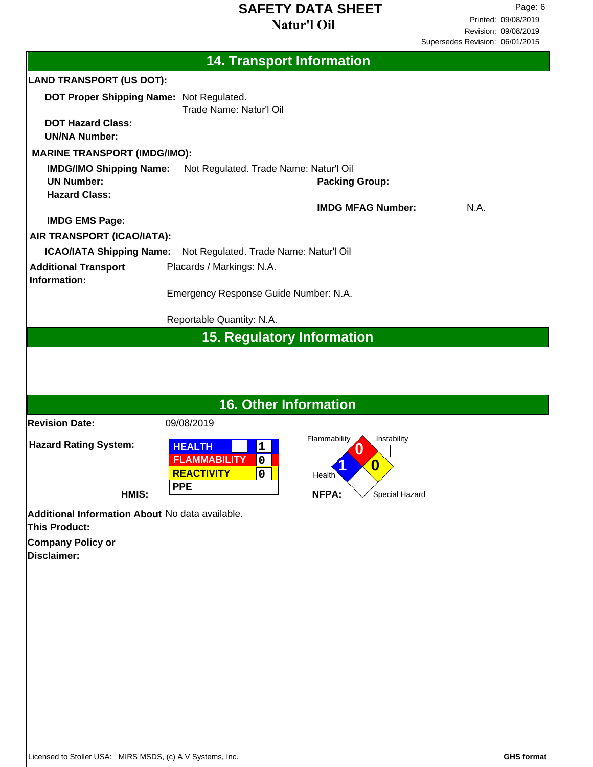## 14. Transport Information

**LAND TRANSPORT (US DOT):**

**DOT Proper Shipping Name:** Not Regulated.
Trade Name: Natur'l Oil

**DOT Hazard Class:**

**UN/NA Number:**

**MARINE TRANSPORT (IMDG/IMO):**

**IMDG/IMO Shipping Name:** Not Regulated. Trade Name: Natur'l Oil

**UN Number:**

**Packing Group:**

**Hazard Class:**

**IMDG MFAG Number:** N.A.

**IMDG EMS Page:**

**AIR TRANSPORT (ICAO/IATA):**

**ICAO/IATA Shipping Name:** Not Regulated. Trade Name: Natur'l Oil

**Additional Transport Information:** Placards / Markings: N.A.

Emergency Response Guide Number: N.A.

Reportable Quantity: N.A.

## 15. Regulatory Information

## 16. Other Information

**Revision Date:** 09/08/2019

**Hazard Rating System:**

**HMIS:**

| | |
|---|---|
| HEALTH | 1 |
| FLAMMABILITY | 0 |
| REACTIVITY | 0 |
| PPE | |

**NFPA:**

Flammability 0
Instability 0
Health 1
Special Hazard

**Additional Information About This Product:** No data available.

**Company Policy or Disclaimer:**

Licensed to Stoller USA: MIRS MSDS, (c) A V Systems, Inc.

GHS format